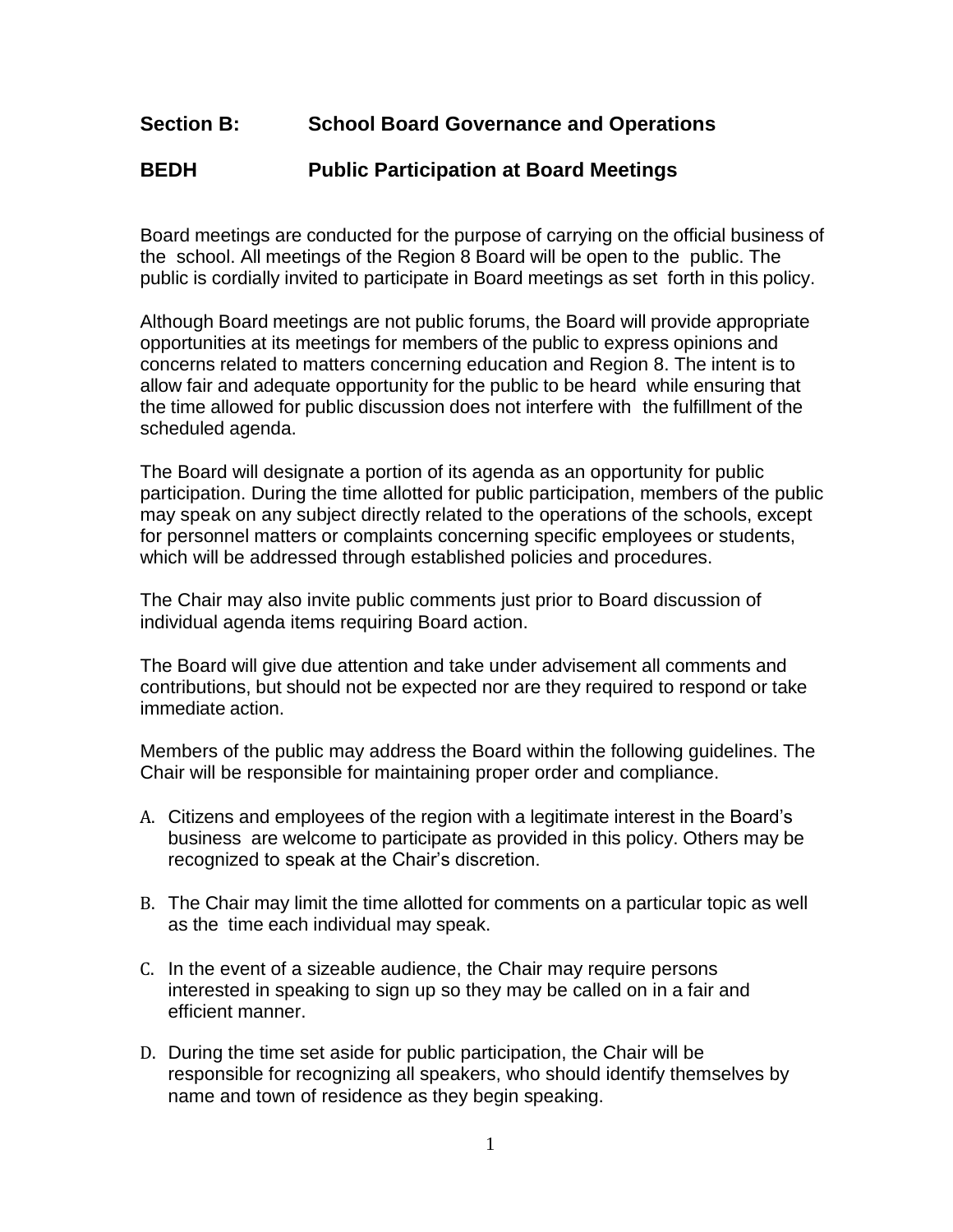## Section B: School Board Governance and Operations

## BEDH Public Participation at Board Meetings

Board meetings are conducted for the purpose of carrying on the official business of the school. All meetings of the Region 8 Board will be open to the public. The public is cordially invited to participate in Board meetings as set forth in this policy.

Although Board meetings are not public forums, the Board will provide appropriate opportunities at its meetings for members of the public to express opinions and concerns related to matters concerning education and Region 8. The intent is to allow fair and adequate opportunity for the public to be heard while ensuring that the time allowed for public discussion does not interfere with the fulfillment of the scheduled agenda.

The Board will designate a portion of its agenda as an opportunity for public participation. During the time allotted for public participation, members of the public may speak on any subject directly related to the operations of the schools, except for personnel matters or complaints concerning specific employees or students, which will be addressed through established policies and procedures.

The Chair may also invite public comments just prior to Board discussion of individual agenda items requiring Board action.

The Board will give due attention and take under advisement all comments and contributions, but should not be expected nor are they required to respond or take immediate action.

Members of the public may address the Board within the following guidelines. The Chair will be responsible for maintaining proper order and compliance.

A. Citizens and employees of the region with a legitimate interest in the Board's business are welcome to participate as provided in this policy. Others may be recognized to speak at the Chair's discretion.

B. The Chair may limit the time allotted for comments on a particular topic as well as the time each individual may speak.

C. In the event of a sizeable audience, the Chair may require persons interested in speaking to sign up so they may be called on in a fair and efficient manner.

D. During the time set aside for public participation, the Chair will be responsible for recognizing all speakers, who should identify themselves by name and town of residence as they begin speaking.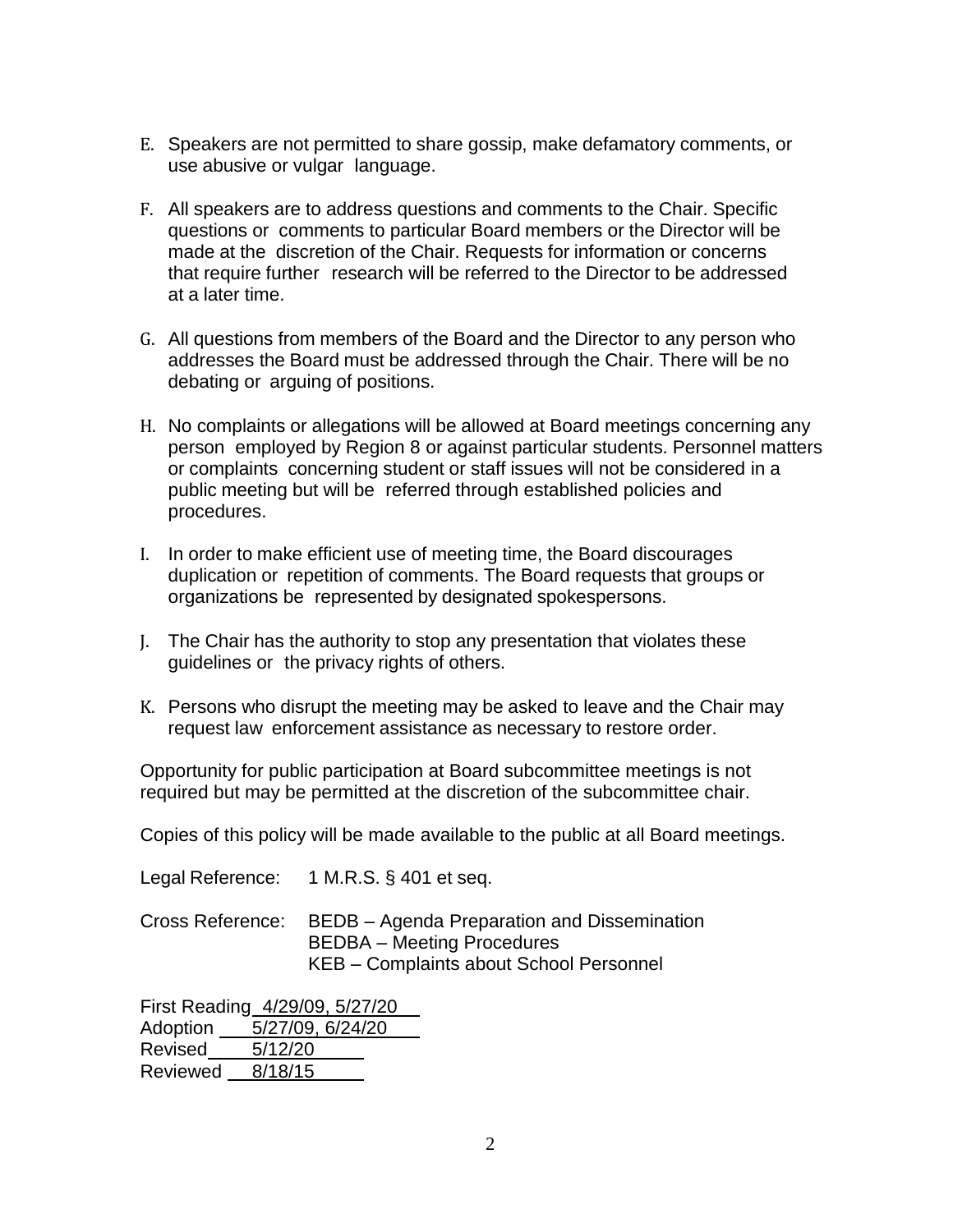E. Speakers are not permitted to share gossip, make defamatory comments, or use abusive or vulgar language.

F. All speakers are to address questions and comments to the Chair. Specific questions or comments to particular Board members or the Director will be made at the discretion of the Chair. Requests for information or concerns that require further research will be referred to the Director to be addressed at a later time.

G. All questions from members of the Board and the Director to any person who addresses the Board must be addressed through the Chair. There will be no debating or arguing of positions.

H. No complaints or allegations will be allowed at Board meetings concerning any person employed by Region 8 or against particular students. Personnel matters or complaints concerning student or staff issues will not be considered in a public meeting but will be referred through established policies and procedures.

I. In order to make efficient use of meeting time, the Board discourages duplication or repetition of comments. The Board requests that groups or organizations be represented by designated spokespersons.

J. The Chair has the authority to stop any presentation that violates these guidelines or the privacy rights of others.

K. Persons who disrupt the meeting may be asked to leave and the Chair may request law enforcement assistance as necessary to restore order.

Opportunity for public participation at Board subcommittee meetings is not required but may be permitted at the discretion of the subcommittee chair.

Copies of this policy will be made available to the public at all Board meetings.

Legal Reference: 1 M.R.S. § 401 et seq.

Cross Reference: BEDB – Agenda Preparation and Dissemination
BEDBA – Meeting Procedures
KEB – Complaints about School Personnel

First Reading 4/29/09, 5/27/20
Adoption 5/27/09, 6/24/20
Revised 5/12/20
Reviewed 8/18/15